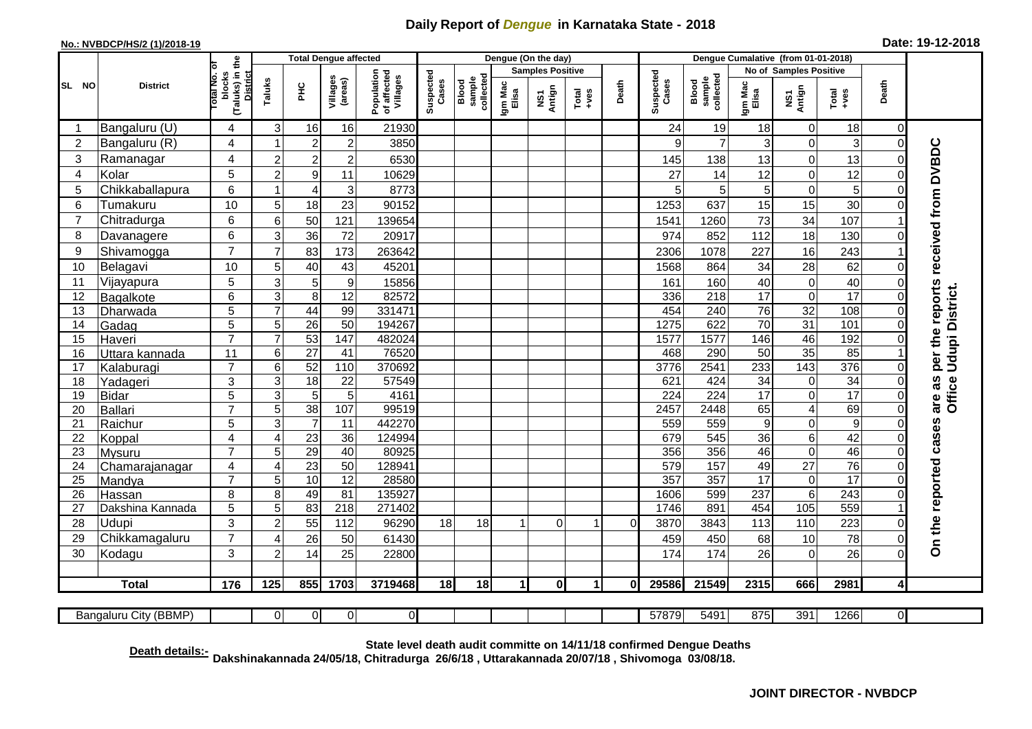# Daily Report of *Dengue* in Karnataka State - 2018

**No.: NVBDCP/HS/2 (1)/2018-19**

**Date: 19-12-2018**

| SL NO | District | Total No. of blocks (Taluks) in the District | Total Dengue affected | | | | Dengue (On the day) | | | | | | | Dengue Cumalative (from 01-01-2018) | | | | | | | |
|---|---|---|---|---|---|---|---|---|---|---|---|---|---|---|---|---|---|---|---|---|
| | | | Taluks | PHC | Villages (areas) | Population of affected Villages | Suspected Cases | Blood sample collected | Samples Positive | | | Death | Suspected Cases | Blood sample collected | No of Samples Positive | | | Death | |
| | | | | | | | | | Igm Mac Elisa | NS1 Antign | Total +ves | | | | Igm Mac Elisa | NS1 Antign | Total +ves | | |
| 1 | Bangaluru (U) | 4 | 3 | 16 | 16 | 21930 | | | | | | | 24 | 19 | 18 | 0 | 18 | 0 | On the reported cases are as per the reports received from DVBDC Office Udupi District. |
| 2 | Bangaluru (R) | 4 | 1 | 2 | 2 | 3850 | | | | | | | 9 | 7 | 3 | 0 | 3 | 0 | |
| 3 | Ramanagar | 4 | 2 | 2 | 2 | 6530 | | | | | | | 145 | 138 | 13 | 0 | 13 | 0 | |
| 4 | Kolar | 5 | 2 | 9 | 11 | 10629 | | | | | | | 27 | 14 | 12 | 0 | 12 | 0 | |
| 5 | Chikkaballapura | 6 | 1 | 4 | 3 | 8773 | | | | | | | 5 | 5 | 5 | 0 | 5 | 0 | |
| 6 | Tumakuru | 10 | 5 | 18 | 23 | 90152 | | | | | | | 1253 | 637 | 15 | 15 | 30 | 0 | |
| 7 | Chitradurga | 6 | 6 | 50 | 121 | 139654 | | | | | | | 1541 | 1260 | 73 | 34 | 107 | 1 | |
| 8 | Davanagere | 6 | 3 | 36 | 72 | 20917 | | | | | | | 974 | 852 | 112 | 18 | 130 | 0 | |
| 9 | Shivamogga | 7 | 7 | 83 | 173 | 263642 | | | | | | | 2306 | 1078 | 227 | 16 | 243 | 1 | |
| 10 | Belagavi | 10 | 5 | 40 | 43 | 45201 | | | | | | | 1568 | 864 | 34 | 28 | 62 | 0 | |
| 11 | Vijayapura | 5 | 3 | 5 | 9 | 15856 | | | | | | | 161 | 160 | 40 | 0 | 40 | 0 | |
| 12 | Bagalkote | 6 | 3 | 8 | 12 | 82572 | | | | | | | 336 | 218 | 17 | 0 | 17 | 0 | |
| 13 | Dharwada | 5 | 7 | 44 | 99 | 331471 | | | | | | | 454 | 240 | 76 | 32 | 108 | 0 | |
| 14 | Gadag | 5 | 5 | 26 | 50 | 194267 | | | | | | | 1275 | 622 | 70 | 31 | 101 | 0 | |
| 15 | Haveri | 7 | 7 | 53 | 147 | 482024 | | | | | | | 1577 | 1577 | 146 | 46 | 192 | 0 | |
| 16 | Uttara kannada | 11 | 6 | 27 | 41 | 76520 | | | | | | | 468 | 290 | 50 | 35 | 85 | 1 | |
| 17 | Kalaburagi | 7 | 6 | 52 | 110 | 370692 | | | | | | | 3776 | 2541 | 233 | 143 | 376 | 0 | |
| 18 | Yadageri | 3 | 3 | 18 | 22 | 57549 | | | | | | | 621 | 424 | 34 | 0 | 34 | 0 | |
| 19 | Bidar | 5 | 3 | 5 | 5 | 4161 | | | | | | | 224 | 224 | 17 | 0 | 17 | 0 | |
| 20 | Ballari | 7 | 5 | 38 | 107 | 99519 | | | | | | | 2457 | 2448 | 65 | 4 | 69 | 0 | |
| 21 | Raichur | 5 | 3 | 7 | 11 | 442270 | | | | | | | 559 | 559 | 9 | 0 | 9 | 0 | |
| 22 | Koppal | 4 | 4 | 23 | 36 | 124994 | | | | | | | 679 | 545 | 36 | 6 | 42 | 0 | |
| 23 | Mysuru | 7 | 5 | 29 | 40 | 80925 | | | | | | | 356 | 356 | 46 | 0 | 46 | 0 | |
| 24 | Chamarajanagar | 4 | 4 | 23 | 50 | 128941 | | | | | | | 579 | 157 | 49 | 27 | 76 | 0 | |
| 25 | Mandya | 7 | 5 | 10 | 12 | 28580 | | | | | | | 357 | 357 | 17 | 0 | 17 | 0 | |
| 26 | Hassan | 8 | 8 | 49 | 81 | 135927 | | | | | | | 1606 | 599 | 237 | 6 | 243 | 0 | |
| 27 | Dakshina Kannada | 5 | 5 | 83 | 218 | 271402 | | | | | | | 1746 | 891 | 454 | 105 | 559 | 1 | |
| 28 | Udupi | 3 | 2 | 55 | 112 | 96290 | 18 | 18 | 1 | 0 | 1 | 0 | 3870 | 3843 | 113 | 110 | 223 | 0 | |
| 29 | Chikkamagaluru | 7 | 4 | 26 | 50 | 61430 | | | | | | | 459 | 450 | 68 | 10 | 78 | 0 | |
| 30 | Kodagu | 3 | 2 | 14 | 25 | 22800 | | | | | | | 174 | 174 | 26 | 0 | 26 | 0 | |
| **Total** | | **176** | **125** | **855** | **1703** | **3719468** | **18** | **18** | **1** | **0** | **1** | **0** | **29586** | **21549** | **2315** | **666** | **2981** | **4** | |

| Bangaluru City (BBMP) | | 0 | 0 | 0 | 0 | | | | | | | 57879 | 5491 | 875 | 391 | 1266 | 0 |
|---|---|---|---|---|---|---|---|---|---|---|---|---|---|---|---|---|---|

**Death details:-** **State level death audit committe on 14/11/18 confirmed Dengue Deaths Dakshinakannada 24/05/18, Chitradurga 26/6/18 , Uttarakannada 20/07/18 , Shivomoga 03/08/18.**

**JOINT DIRECTOR - NVBDCP**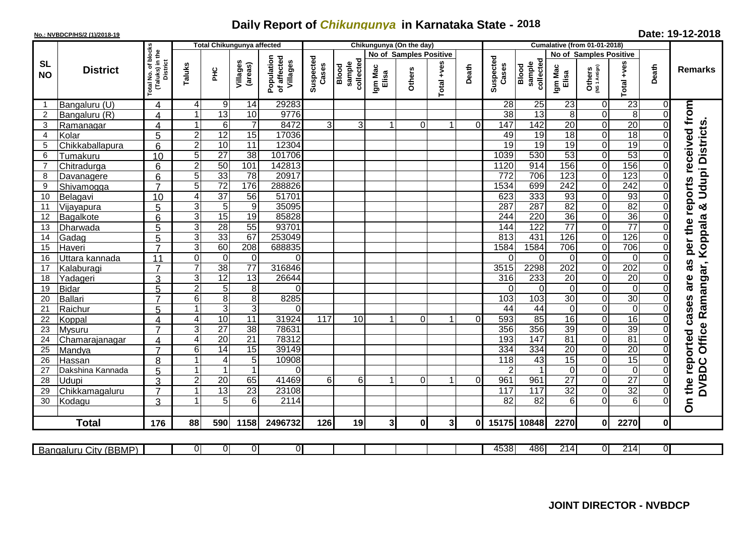# Daily Report of *Chikungunya* in Karnataka State - 2018

**No.: NVBDCP/HS/2 (1)/2018-19**

**Date: 19-12-2018**

| SL NO | District | Total No. of blocks (Taluks) in the District | Total Chikungunya affected | | | | Chikungunya (On the day) | | | | | | | Cumalative (from 01-01-2018) | | | | | | | Remarks |
|---|---|---|---|---|---|---|---|---|---|---|---|---|---|---|---|---|---|---|---|---|---|
| | | | Taluks | PHC | Villages (areas) | Population of affected Villages | Suspected Cases | Blood sample collected | No of Samples Positive | | | Death | Suspected Cases | Blood sample collected | No of Samples Positive | | | Death | |
| | | | | | | | | | Igm Mac Elisa | Others | Total +ves | | | | Igm Mac Elisa | Others (NS 1 Antign) | Total +ves | | |
| 1 | Bangaluru (U) | 4 | 4 | 9 | 14 | 29283 | | | | | | | 28 | 25 | 23 | 0 | 23 | 0 | On the reported cases are as per the reports received from DVBDC Office Ramangar, Koppala & Udupi Districts. |
| 2 | Bangaluru (R) | 4 | 1 | 13 | 10 | 9776 | | | | | | | 38 | 13 | 8 | 0 | 8 | 0 | |
| 3 | Ramanagar | 4 | 1 | 6 | 7 | 8472 | 3 | 3 | 1 | 0 | 1 | 0 | 147 | 142 | 20 | 0 | 20 | 0 | |
| 4 | Kolar | 5 | 2 | 12 | 15 | 17036 | | | | | | | 49 | 19 | 18 | 0 | 18 | 0 | |
| 5 | Chikkaballapura | 6 | 2 | 10 | 11 | 12304 | | | | | | | 19 | 19 | 19 | 0 | 19 | 0 | |
| 6 | Tumakuru | 10 | 5 | 27 | 38 | 101706 | | | | | | | 1039 | 530 | 53 | 0 | 53 | 0 | |
| 7 | Chitradurga | 6 | 2 | 50 | 101 | 142813 | | | | | | | 1120 | 914 | 156 | 0 | 156 | 0 | |
| 8 | Davanagere | 6 | 5 | 33 | 78 | 20917 | | | | | | | 772 | 706 | 123 | 0 | 123 | 0 | |
| 9 | Shivamogga | 7 | 5 | 72 | 176 | 288826 | | | | | | | 1534 | 699 | 242 | 0 | 242 | 0 | |
| 10 | Belagavi | 10 | 4 | 37 | 56 | 51701 | | | | | | | 623 | 333 | 93 | 0 | 93 | 0 | |
| 11 | Vijayapura | 5 | 3 | 5 | 9 | 35095 | | | | | | | 287 | 287 | 82 | 0 | 82 | 0 | |
| 12 | Bagalkote | 6 | 3 | 15 | 19 | 85828 | | | | | | | 244 | 220 | 36 | 0 | 36 | 0 | |
| 13 | Dharwada | 5 | 3 | 28 | 55 | 93701 | | | | | | | 144 | 122 | 77 | 0 | 77 | 0 | |
| 14 | Gadag | 5 | 3 | 33 | 67 | 253049 | | | | | | | 813 | 431 | 126 | 0 | 126 | 0 | |
| 15 | Haveri | 7 | 3 | 60 | 208 | 688835 | | | | | | | 1584 | 1584 | 706 | 0 | 706 | 0 | |
| 16 | Uttara kannada | 11 | 0 | 0 | 0 | 0 | | | | | | | 0 | 0 | 0 | 0 | 0 | 0 | |
| 17 | Kalaburagi | 7 | 7 | 38 | 77 | 316846 | | | | | | | 3515 | 2298 | 202 | 0 | 202 | 0 | |
| 18 | Yadageri | 3 | 3 | 12 | 13 | 26644 | | | | | | | 316 | 233 | 20 | 0 | 20 | 0 | |
| 19 | Bidar | 5 | 2 | 5 | 8 | 0 | | | | | | | 0 | 0 | 0 | 0 | 0 | 0 | |
| 20 | Ballari | 7 | 6 | 8 | 8 | 8285 | | | | | | | 103 | 103 | 30 | 0 | 30 | 0 | |
| 21 | Raichur | 5 | 1 | 3 | 3 | 0 | | | | | | | 44 | 44 | 0 | 0 | 0 | 0 | |
| 22 | Koppal | 4 | 4 | 10 | 11 | 31924 | 117 | 10 | 1 | 0 | 1 | 0 | 593 | 85 | 16 | 0 | 16 | 0 | |
| 23 | Mysuru | 7 | 3 | 27 | 38 | 78631 | | | | | | | 356 | 356 | 39 | 0 | 39 | 0 | |
| 24 | Chamarajanagar | 4 | 4 | 20 | 21 | 78312 | | | | | | | 193 | 147 | 81 | 0 | 81 | 0 | |
| 25 | Mandya | 7 | 6 | 14 | 15 | 39149 | | | | | | | 334 | 334 | 20 | 0 | 20 | 0 | |
| 26 | Hassan | 8 | 1 | 4 | 5 | 10908 | | | | | | | 118 | 43 | 15 | 0 | 15 | 0 | |
| 27 | Dakshina Kannada | 5 | 1 | 1 | 1 | 0 | | | | | | | 2 | 1 | 0 | 0 | 0 | 0 | |
| 28 | Udupi | 3 | 2 | 20 | 65 | 41469 | 6 | 6 | 1 | 0 | 1 | 0 | 961 | 961 | 27 | 0 | 27 | 0 | |
| 29 | Chikkamagaluru | 7 | 1 | 13 | 23 | 23108 | | | | | | | 117 | 117 | 32 | 0 | 32 | 0 | |
| 30 | Kodagu | 3 | 1 | 5 | 6 | 2114 | | | | | | | 82 | 82 | 6 | 0 | 6 | 0 | |
| | **Total** | **176** | **88** | **590** | **1158** | **2496732** | **126** | **19** | **3** | **0** | **3** | **0** | **15175** | **10848** | **2270** | **0** | **2270** | **0** | |

| | | | | | | | | | | | | | | | | | | |
|---|---|---|---|---|---|---|---|---|---|---|---|---|---|---|---|---|---|---|
| Bangaluru City (BBMP) | | 0 | 0 | 0 | 0 | | | | | | | 4538 | 486 | 214 | 0 | 214 | 0 | |

**JOINT DIRECTOR - NVBDCP**